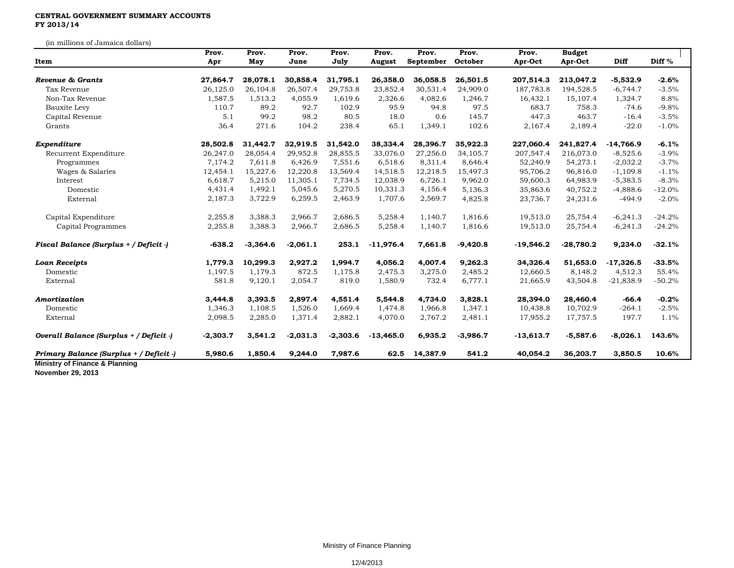**CENTRAL GOVERNMENT SUMMARY ACCOUNTS**
**FY 2013/14**

(in millions of Jamaica dollars)

| Item | Prov. Apr | Prov. May | Prov. June | Prov. July | Prov. August | Prov. September | Prov. October | Prov. Apr-Oct | Budget Apr-Oct | Diff | Diff % |
|---|---|---|---|---|---|---|---|---|---|---|---|
| ***Revenue & Grants*** | **27,864.7** | **28,078.1** | **30,858.4** | **31,795.1** | **26,358.0** | **36,058.5** | **26,501.5** | **207,514.3** | **213,047.2** | **-5,532.9** | **-2.6%** |
| Tax Revenue | 26,125.0 | 26,104.8 | 26,507.4 | 29,753.8 | 23,852.4 | 30,531.4 | 24,909.0 | 187,783.8 | 194,528.5 | -6,744.7 | -3.5% |
| Non-Tax Revenue | 1,587.5 | 1,513.2 | 4,055.9 | 1,619.6 | 2,326.6 | 4,082.6 | 1,246.7 | 16,432.1 | 15,107.4 | 1,324.7 | 8.8% |
| Bauxite Levy | 110.7 | 89.2 | 92.7 | 102.9 | 95.9 | 94.8 | 97.5 | 683.7 | 758.3 | -74.6 | -9.8% |
| Capital Revenue | 5.1 | 99.2 | 98.2 | 80.5 | 18.0 | 0.6 | 145.7 | 447.3 | 463.7 | -16.4 | -3.5% |
| Grants | 36.4 | 271.6 | 104.2 | 238.4 | 65.1 | 1,349.1 | 102.6 | 2,167.4 | 2,189.4 | -22.0 | -1.0% |
| ***Expenditure*** | **28,502.8** | **31,442.7** | **32,919.5** | **31,542.0** | **38,334.4** | **28,396.7** | **35,922.3** | **227,060.4** | **241,827.4** | **-14,766.9** | **-6.1%** |
| Recurrent Expenditure | 26,247.0 | 28,054.4 | 29,952.8 | 28,855.5 | 33,076.0 | 27,256.0 | 34,105.7 | 207,547.4 | 216,073.0 | -8,525.6 | -3.9% |
| Programmes | 7,174.2 | 7,611.8 | 6,426.9 | 7,551.6 | 6,518.6 | 8,311.4 | 8,646.4 | 52,240.9 | 54,273.1 | -2,032.2 | -3.7% |
| Wages & Salaries | 12,454.1 | 15,227.6 | 12,220.8 | 13,569.4 | 14,518.5 | 12,218.5 | 15,497.3 | 95,706.2 | 96,816.0 | -1,109.8 | -1.1% |
| Interest | 6,618.7 | 5,215.0 | 11,305.1 | 7,734.5 | 12,038.9 | 6,726.1 | 9,962.0 | 59,600.3 | 64,983.9 | -5,383.5 | -8.3% |
| Domestic | 4,431.4 | 1,492.1 | 5,045.6 | 5,270.5 | 10,331.3 | 4,156.4 | 5,136.3 | 35,863.6 | 40,752.2 | -4,888.6 | -12.0% |
| External | 2,187.3 | 3,722.9 | 6,259.5 | 2,463.9 | 1,707.6 | 2,569.7 | 4,825.8 | 23,736.7 | 24,231.6 | -494.9 | -2.0% |
| Capital Expenditure | 2,255.8 | 3,388.3 | 2,966.7 | 2,686.5 | 5,258.4 | 1,140.7 | 1,816.6 | 19,513.0 | 25,754.4 | -6,241.3 | -24.2% |
| Capital Programmes | 2,255.8 | 3,388.3 | 2,966.7 | 2,686.5 | 5,258.4 | 1,140.7 | 1,816.6 | 19,513.0 | 25,754.4 | -6,241.3 | -24.2% |
| ***Fiscal Balance (Surplus + / Deficit -)*** | **-638.2** | **-3,364.6** | **-2,061.1** | **253.1** | **-11,976.4** | **7,661.8** | **-9,420.8** | **-19,546.2** | **-28,780.2** | **9,234.0** | **-32.1%** |
| ***Loan Receipts*** | **1,779.3** | **10,299.3** | **2,927.2** | **1,994.7** | **4,056.2** | **4,007.4** | **9,262.3** | **34,326.4** | **51,653.0** | **-17,326.5** | **-33.5%** |
| Domestic | 1,197.5 | 1,179.3 | 872.5 | 1,175.8 | 2,475.3 | 3,275.0 | 2,485.2 | 12,660.5 | 8,148.2 | 4,512.3 | 55.4% |
| External | 581.8 | 9,120.1 | 2,054.7 | 819.0 | 1,580.9 | 732.4 | 6,777.1 | 21,665.9 | 43,504.8 | -21,838.9 | -50.2% |
| ***Amortization*** | **3,444.8** | **3,393.5** | **2,897.4** | **4,551.4** | **5,544.8** | **4,734.0** | **3,828.1** | **28,394.0** | **28,460.4** | **-66.4** | **-0.2%** |
| Domestic | 1,346.3 | 1,108.5 | 1,526.0 | 1,669.4 | 1,474.8 | 1,966.8 | 1,347.1 | 10,438.8 | 10,702.9 | -264.1 | -2.5% |
| External | 2,098.5 | 2,285.0 | 1,371.4 | 2,882.1 | 4,070.0 | 2,767.2 | 2,481.1 | 17,955.2 | 17,757.5 | 197.7 | 1.1% |
| ***Overall Balance (Surplus + / Deficit -)*** | **-2,303.7** | **3,541.2** | **-2,031.3** | **-2,303.6** | **-13,465.0** | **6,935.2** | **-3,986.7** | **-13,613.7** | **-5,587.6** | **-8,026.1** | **143.6%** |
| ***Primary Balance (Surplus + / Deficit -)*** | **5,980.6** | **1,850.4** | **9,244.0** | **7,987.6** | **62.5** | **14,387.9** | **541.2** | **40,054.2** | **36,203.7** | **3,850.5** | **10.6%** |

**Ministry of Finance & Planning**
**November 29, 2013**

Ministry of Finance Planning

12/4/2013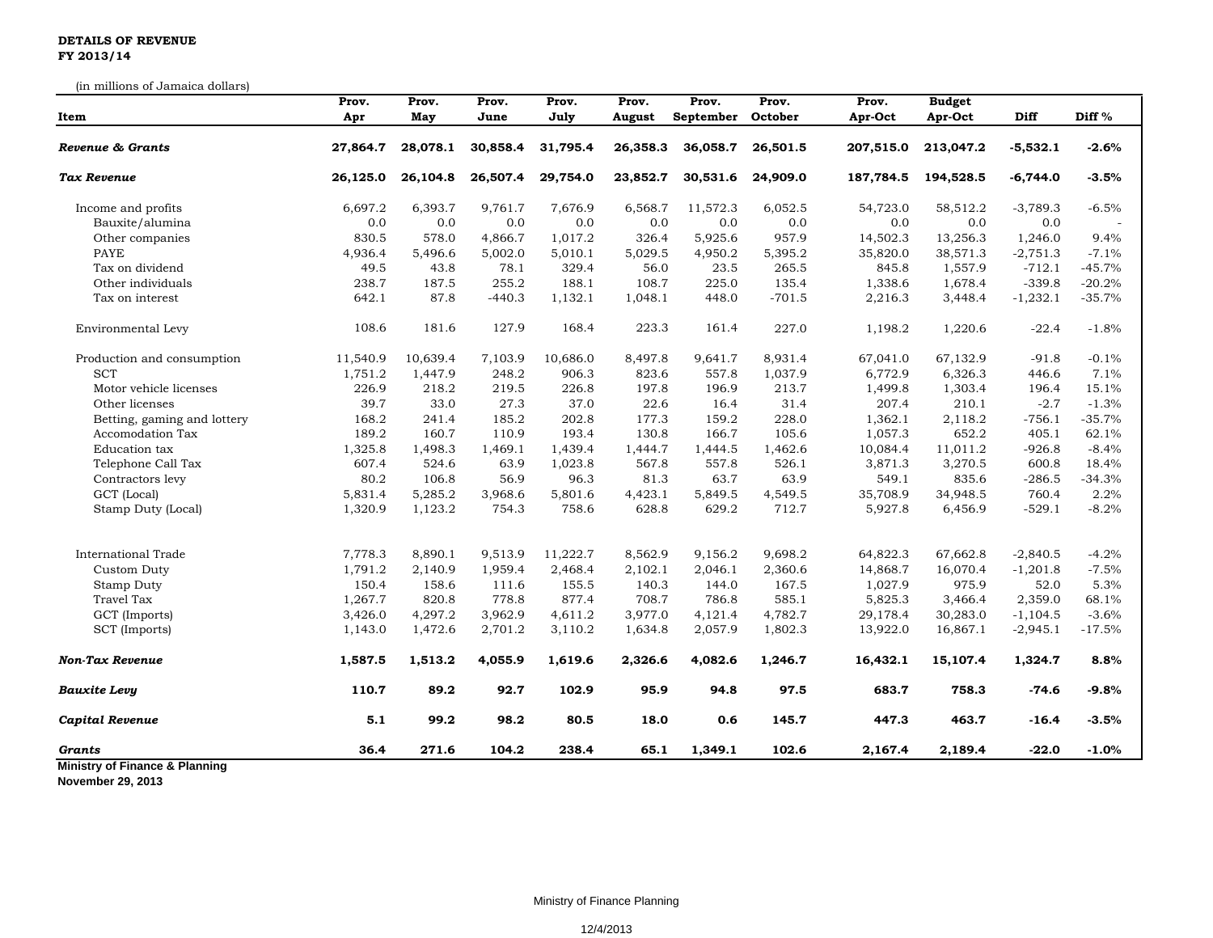**DETAILS OF REVENUE**
**FY 2013/14**

(in millions of Jamaica dollars)

| Item | Prov. Apr | Prov. May | Prov. June | Prov. July | Prov. August | Prov. September | Prov. October | Prov. Apr-Oct | Budget Apr-Oct | Diff | Diff % |
|---|---|---|---|---|---|---|---|---|---|---|---|
| ***Revenue & Grants*** | **27,864.7** | **28,078.1** | **30,858.4** | **31,795.4** | **26,358.3** | **36,058.7** | **26,501.5** | **207,515.0** | **213,047.2** | **-5,532.1** | **-2.6%** |
| ***Tax Revenue*** | **26,125.0** | **26,104.8** | **26,507.4** | **29,754.0** | **23,852.7** | **30,531.6** | **24,909.0** | **187,784.5** | **194,528.5** | **-6,744.0** | **-3.5%** |
| Income and profits | 6,697.2 | 6,393.7 | 9,761.7 | 7,676.9 | 6,568.7 | 11,572.3 | 6,052.5 | 54,723.0 | 58,512.2 | -3,789.3 | -6.5% |
| Bauxite/alumina | 0.0 | 0.0 | 0.0 | 0.0 | 0.0 | 0.0 | 0.0 | 0.0 | 0.0 | 0.0 | - |
| Other companies | 830.5 | 578.0 | 4,866.7 | 1,017.2 | 326.4 | 5,925.6 | 957.9 | 14,502.3 | 13,256.3 | 1,246.0 | 9.4% |
| PAYE | 4,936.4 | 5,496.6 | 5,002.0 | 5,010.1 | 5,029.5 | 4,950.2 | 5,395.2 | 35,820.0 | 38,571.3 | -2,751.3 | -7.1% |
| Tax on dividend | 49.5 | 43.8 | 78.1 | 329.4 | 56.0 | 23.5 | 265.5 | 845.8 | 1,557.9 | -712.1 | -45.7% |
| Other individuals | 238.7 | 187.5 | 255.2 | 188.1 | 108.7 | 225.0 | 135.4 | 1,338.6 | 1,678.4 | -339.8 | -20.2% |
| Tax on interest | 642.1 | 87.8 | -440.3 | 1,132.1 | 1,048.1 | 448.0 | -701.5 | 2,216.3 | 3,448.4 | -1,232.1 | -35.7% |
| Environmental Levy | 108.6 | 181.6 | 127.9 | 168.4 | 223.3 | 161.4 | 227.0 | 1,198.2 | 1,220.6 | -22.4 | -1.8% |
| Production and consumption | 11,540.9 | 10,639.4 | 7,103.9 | 10,686.0 | 8,497.8 | 9,641.7 | 8,931.4 | 67,041.0 | 67,132.9 | -91.8 | -0.1% |
| SCT | 1,751.2 | 1,447.9 | 248.2 | 906.3 | 823.6 | 557.8 | 1,037.9 | 6,772.9 | 6,326.3 | 446.6 | 7.1% |
| Motor vehicle licenses | 226.9 | 218.2 | 219.5 | 226.8 | 197.8 | 196.9 | 213.7 | 1,499.8 | 1,303.4 | 196.4 | 15.1% |
| Other licenses | 39.7 | 33.0 | 27.3 | 37.0 | 22.6 | 16.4 | 31.4 | 207.4 | 210.1 | -2.7 | -1.3% |
| Betting, gaming and lottery | 168.2 | 241.4 | 185.2 | 202.8 | 177.3 | 159.2 | 228.0 | 1,362.1 | 2,118.2 | -756.1 | -35.7% |
| Accomodation Tax | 189.2 | 160.7 | 110.9 | 193.4 | 130.8 | 166.7 | 105.6 | 1,057.3 | 652.2 | 405.1 | 62.1% |
| Education tax | 1,325.8 | 1,498.3 | 1,469.1 | 1,439.4 | 1,444.7 | 1,444.5 | 1,462.6 | 10,084.4 | 11,011.2 | -926.8 | -8.4% |
| Telephone Call Tax | 607.4 | 524.6 | 63.9 | 1,023.8 | 567.8 | 557.8 | 526.1 | 3,871.3 | 3,270.5 | 600.8 | 18.4% |
| Contractors levy | 80.2 | 106.8 | 56.9 | 96.3 | 81.3 | 63.7 | 63.9 | 549.1 | 835.6 | -286.5 | -34.3% |
| GCT (Local) | 5,831.4 | 5,285.2 | 3,968.6 | 5,801.6 | 4,423.1 | 5,849.5 | 4,549.5 | 35,708.9 | 34,948.5 | 760.4 | 2.2% |
| Stamp Duty (Local) | 1,320.9 | 1,123.2 | 754.3 | 758.6 | 628.8 | 629.2 | 712.7 | 5,927.8 | 6,456.9 | -529.1 | -8.2% |
| International Trade | 7,778.3 | 8,890.1 | 9,513.9 | 11,222.7 | 8,562.9 | 9,156.2 | 9,698.2 | 64,822.3 | 67,662.8 | -2,840.5 | -4.2% |
| Custom Duty | 1,791.2 | 2,140.9 | 1,959.4 | 2,468.4 | 2,102.1 | 2,046.1 | 2,360.6 | 14,868.7 | 16,070.4 | -1,201.8 | -7.5% |
| Stamp Duty | 150.4 | 158.6 | 111.6 | 155.5 | 140.3 | 144.0 | 167.5 | 1,027.9 | 975.9 | 52.0 | 5.3% |
| Travel Tax | 1,267.7 | 820.8 | 778.8 | 877.4 | 708.7 | 786.8 | 585.1 | 5,825.3 | 3,466.4 | 2,359.0 | 68.1% |
| GCT (Imports) | 3,426.0 | 4,297.2 | 3,962.9 | 4,611.2 | 3,977.0 | 4,121.4 | 4,782.7 | 29,178.4 | 30,283.0 | -1,104.5 | -3.6% |
| SCT (Imports) | 1,143.0 | 1,472.6 | 2,701.2 | 3,110.2 | 1,634.8 | 2,057.9 | 1,802.3 | 13,922.0 | 16,867.1 | -2,945.1 | -17.5% |
| ***Non-Tax Revenue*** | **1,587.5** | **1,513.2** | **4,055.9** | **1,619.6** | **2,326.6** | **4,082.6** | **1,246.7** | **16,432.1** | **15,107.4** | **1,324.7** | **8.8%** |
| ***Bauxite Levy*** | **110.7** | **89.2** | **92.7** | **102.9** | **95.9** | **94.8** | **97.5** | **683.7** | **758.3** | **-74.6** | **-9.8%** |
| ***Capital Revenue*** | **5.1** | **99.2** | **98.2** | **80.5** | **18.0** | **0.6** | **145.7** | **447.3** | **463.7** | **-16.4** | **-3.5%** |
| ***Grants*** | **36.4** | **271.6** | **104.2** | **238.4** | **65.1** | **1,349.1** | **102.6** | **2,167.4** | **2,189.4** | **-22.0** | **-1.0%** |

**Ministry of Finance & Planning**
**November 29, 2013**

Ministry of Finance Planning

12/4/2013